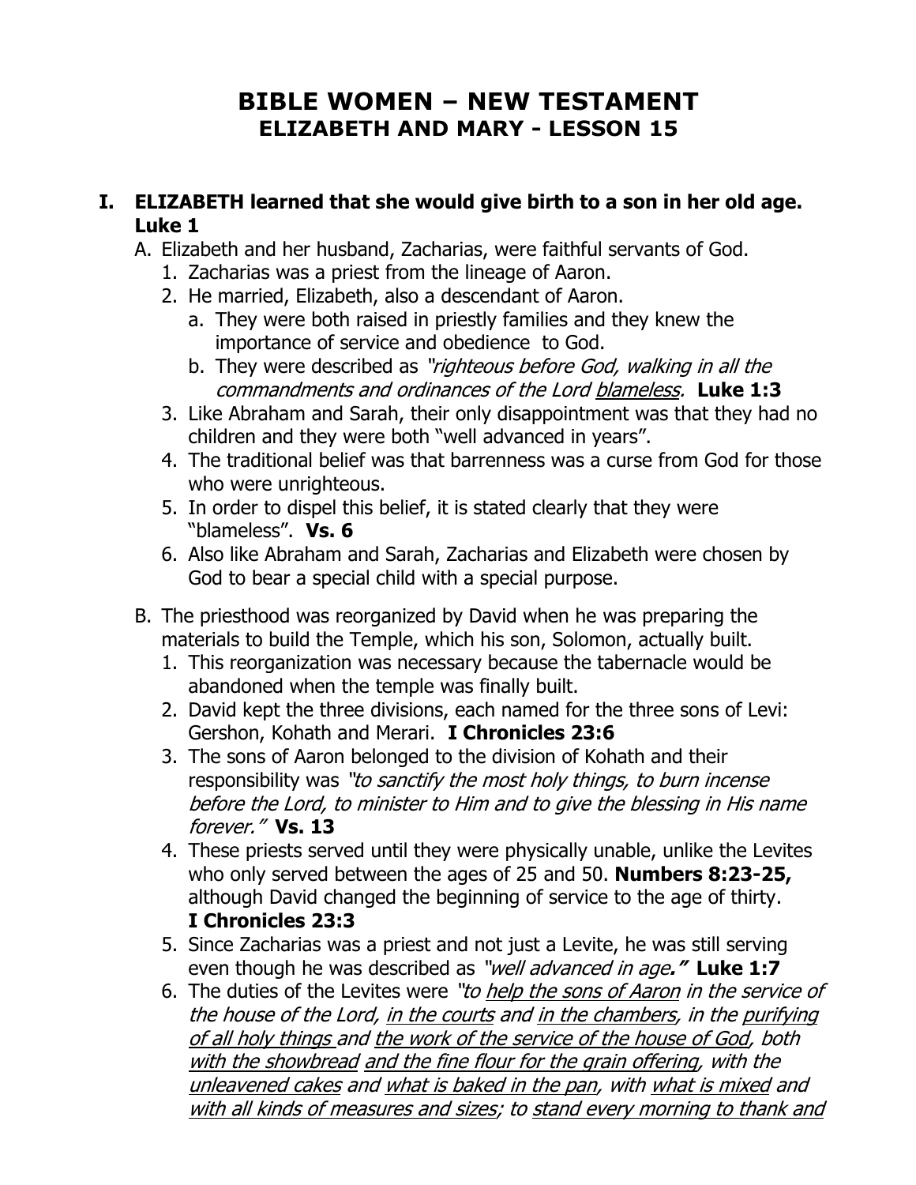# BIBLE WOMEN – NEW TESTAMENT
## ELIZABETH AND MARY - LESSON 15

**I. ELIZABETH learned that she would give birth to a son in her old age. Luke 1**

A. Elizabeth and her husband, Zacharias, were faithful servants of God.
   1. Zacharias was a priest from the lineage of Aaron.
   2. He married, Elizabeth, also a descendant of Aaron.
      a. They were both raised in priestly families and they knew the importance of service and obedience to God.
      b. They were described as *"righteous before God, walking in all the commandments and ordinances of the Lord <u>blameless</u>.* **Luke 1:3**
   3. Like Abraham and Sarah, their only disappointment was that they had no children and they were both "well advanced in years".
   4. The traditional belief was that barrenness was a curse from God for those who were unrighteous.
   5. In order to dispel this belief, it is stated clearly that they were "blameless". **Vs. 6**
   6. Also like Abraham and Sarah, Zacharias and Elizabeth were chosen by God to bear a special child with a special purpose.

B. The priesthood was reorganized by David when he was preparing the materials to build the Temple, which his son, Solomon, actually built.
   1. This reorganization was necessary because the tabernacle would be abandoned when the temple was finally built.
   2. David kept the three divisions, each named for the three sons of Levi: Gershon, Kohath and Merari. **I Chronicles 23:6**
   3. The sons of Aaron belonged to the division of Kohath and their responsibility was *"to sanctify the most holy things, to burn incense before the Lord, to minister to Him and to give the blessing in His name forever."* **Vs. 13**
   4. These priests served until they were physically unable, unlike the Levites who only served between the ages of 25 and 50. **Numbers 8:23-25,** although David changed the beginning of service to the age of thirty. **I Chronicles 23:3**
   5. Since Zacharias was a priest and not just a Levite, he was still serving even though he was described as *"well advanced in age."* **Luke 1:7**
   6. The duties of the Levites were *"to <u>help the sons of Aaron</u> in the service of the house of the Lord, <u>in the courts</u> and <u>in the chambers</u>, in the <u>purifying of all holy things</u> and <u>the work of the service of the house of God</u>, both <u>with the showbread</u> <u>and the fine flour for the grain offering</u>, with the <u>unleavened cakes</u> and <u>what is baked in the pan</u>, with <u>what is mixed</u> and <u>with all kinds of measures and sizes</u>; to <u>stand every morning to thank and</u>*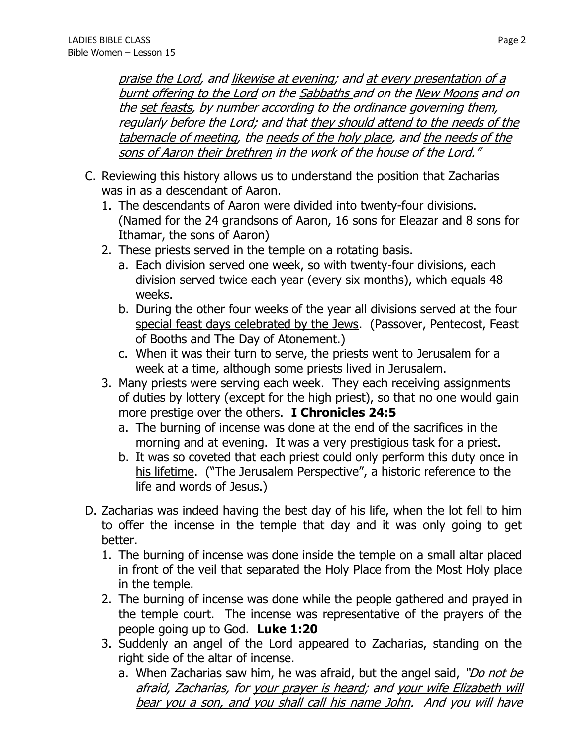*praise the Lord, and likewise at evening; and at every presentation of a burnt offering to the Lord on the Sabbaths and on the New Moons and on the set feasts, by number according to the ordinance governing them, regularly before the Lord; and that they should attend to the needs of the tabernacle of meeting, the needs of the holy place, and the needs of the sons of Aaron their brethren in the work of the house of the Lord."*

C. Reviewing this history allows us to understand the position that Zacharias was in as a descendant of Aaron.
   1. The descendants of Aaron were divided into twenty-four divisions. (Named for the 24 grandsons of Aaron, 16 sons for Eleazar and 8 sons for Ithamar, the sons of Aaron)
   2. These priests served in the temple on a rotating basis.
      a. Each division served one week, so with twenty-four divisions, each division served twice each year (every six months), which equals 48 weeks.
      b. During the other four weeks of the year all divisions served at the four special feast days celebrated by the Jews. (Passover, Pentecost, Feast of Booths and The Day of Atonement.)
      c. When it was their turn to serve, the priests went to Jerusalem for a week at a time, although some priests lived in Jerusalem.
   3. Many priests were serving each week. They each receiving assignments of duties by lottery (except for the high priest), so that no one would gain more prestige over the others. **I Chronicles 24:5**
      a. The burning of incense was done at the end of the sacrifices in the morning and at evening. It was a very prestigious task for a priest.
      b. It was so coveted that each priest could only perform this duty once in his lifetime. ("The Jerusalem Perspective", a historic reference to the life and words of Jesus.)

D. Zacharias was indeed having the best day of his life, when the lot fell to him to offer the incense in the temple that day and it was only going to get better.
   1. The burning of incense was done inside the temple on a small altar placed in front of the veil that separated the Holy Place from the Most Holy place in the temple.
   2. The burning of incense was done while the people gathered and prayed in the temple court. The incense was representative of the prayers of the people going up to God. **Luke 1:20**
   3. Suddenly an angel of the Lord appeared to Zacharias, standing on the right side of the altar of incense.
      a. When Zacharias saw him, he was afraid, but the angel said, *"Do not be afraid, Zacharias, for your prayer is heard; and your wife Elizabeth will bear you a son, and you shall call his name John. And you will have*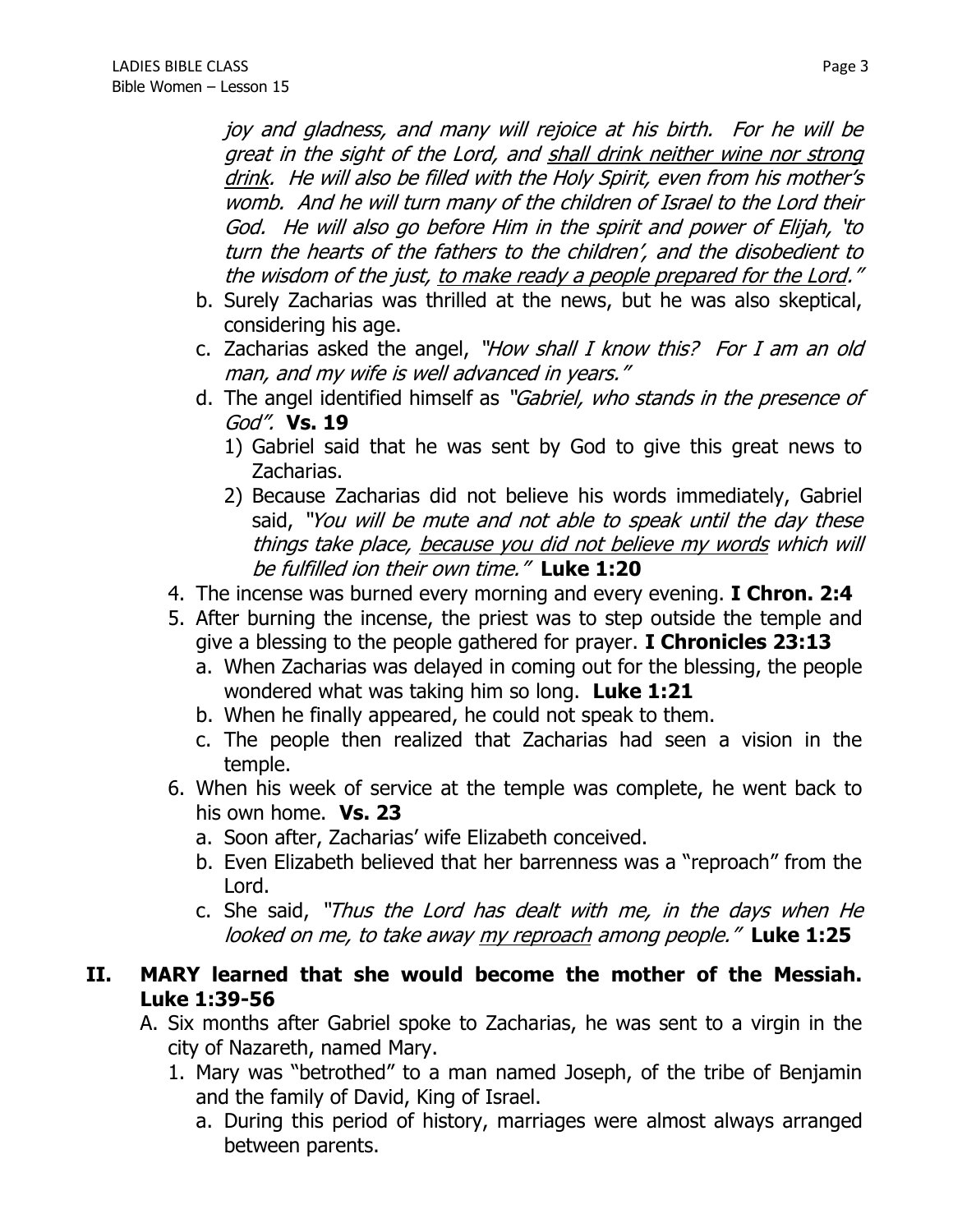*joy and gladness, and many will rejoice at his birth. For he will be great in the sight of the Lord, and <u>shall drink neither wine nor strong drink</u>. He will also be filled with the Holy Spirit, even from his mother's womb. And he will turn many of the children of Israel to the Lord their God. He will also go before Him in the spirit and power of Elijah, 'to turn the hearts of the fathers to the children', and the disobedient to the wisdom of the just, <u>to make ready a people prepared for the Lord</u>."*

   b. Surely Zacharias was thrilled at the news, but he was also skeptical, considering his age.
   c. Zacharias asked the angel, *"How shall I know this? For I am an old man, and my wife is well advanced in years."*
   d. The angel identified himself as *"Gabriel, who stands in the presence of God".* **Vs. 19**
      1) Gabriel said that he was sent by God to give this great news to Zacharias.
      2) Because Zacharias did not believe his words immediately, Gabriel said, *"You will be mute and not able to speak until the day these things take place, <u>because you did not believe my words</u> which will be fulfilled ion their own time."* **Luke 1:20**

4. The incense was burned every morning and every evening. **I Chron. 2:4**
5. After burning the incense, the priest was to step outside the temple and give a blessing to the people gathered for prayer. **I Chronicles 23:13**
   a. When Zacharias was delayed in coming out for the blessing, the people wondered what was taking him so long. **Luke 1:21**
   b. When he finally appeared, he could not speak to them.
   c. The people then realized that Zacharias had seen a vision in the temple.
6. When his week of service at the temple was complete, he went back to his own home. **Vs. 23**
   a. Soon after, Zacharias' wife Elizabeth conceived.
   b. Even Elizabeth believed that her barrenness was a "reproach" from the Lord.
   c. She said, *"Thus the Lord has dealt with me, in the days when He looked on me, to take away <u>my reproach</u> among people."* **Luke 1:25**

## II. MARY learned that she would become the mother of the Messiah. Luke 1:39-56

A. Six months after Gabriel spoke to Zacharias, he was sent to a virgin in the city of Nazareth, named Mary.
   1. Mary was "betrothed" to a man named Joseph, of the tribe of Benjamin and the family of David, King of Israel.
      a. During this period of history, marriages were almost always arranged between parents.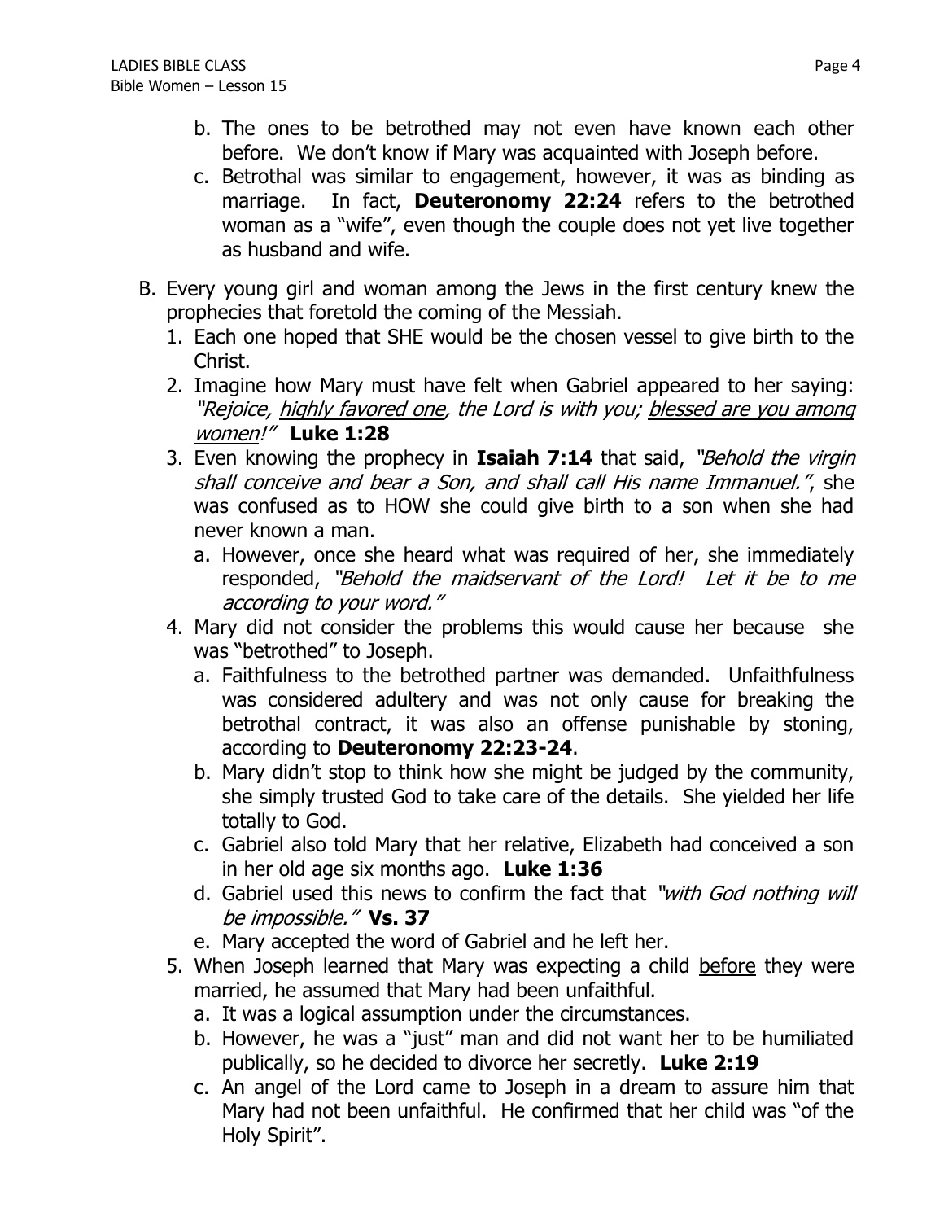b. The ones to be betrothed may not even have known each other before. We don't know if Mary was acquainted with Joseph before.

c. Betrothal was similar to engagement, however, it was as binding as marriage. In fact, **Deuteronomy 22:24** refers to the betrothed woman as a "wife", even though the couple does not yet live together as husband and wife.

B. Every young girl and woman among the Jews in the first century knew the prophecies that foretold the coming of the Messiah.

1. Each one hoped that SHE would be the chosen vessel to give birth to the Christ.
2. Imagine how Mary must have felt when Gabriel appeared to her saying: *"Rejoice, <u>highly favored one</u>, the Lord is with you; <u>blessed are you among women</u>!"* **Luke 1:28**
3. Even knowing the prophecy in **Isaiah 7:14** that said, *"Behold the virgin shall conceive and bear a Son, and shall call His name Immanuel."*, she was confused as to HOW she could give birth to a son when she had never known a man.
   a. However, once she heard what was required of her, she immediately responded, *"Behold the maidservant of the Lord! Let it be to me according to your word."*
4. Mary did not consider the problems this would cause her because she was "betrothed" to Joseph.
   a. Faithfulness to the betrothed partner was demanded. Unfaithfulness was considered adultery and was not only cause for breaking the betrothal contract, it was also an offense punishable by stoning, according to **Deuteronomy 22:23-24**.
   b. Mary didn't stop to think how she might be judged by the community, she simply trusted God to take care of the details. She yielded her life totally to God.
   c. Gabriel also told Mary that her relative, Elizabeth had conceived a son in her old age six months ago. **Luke 1:36**
   d. Gabriel used this news to confirm the fact that *"with God nothing will be impossible."* **Vs. 37**
   e. Mary accepted the word of Gabriel and he left her.
5. When Joseph learned that Mary was expecting a child <u>before</u> they were married, he assumed that Mary had been unfaithful.
   a. It was a logical assumption under the circumstances.
   b. However, he was a "just" man and did not want her to be humiliated publically, so he decided to divorce her secretly. **Luke 2:19**
   c. An angel of the Lord came to Joseph in a dream to assure him that Mary had not been unfaithful. He confirmed that her child was "of the Holy Spirit".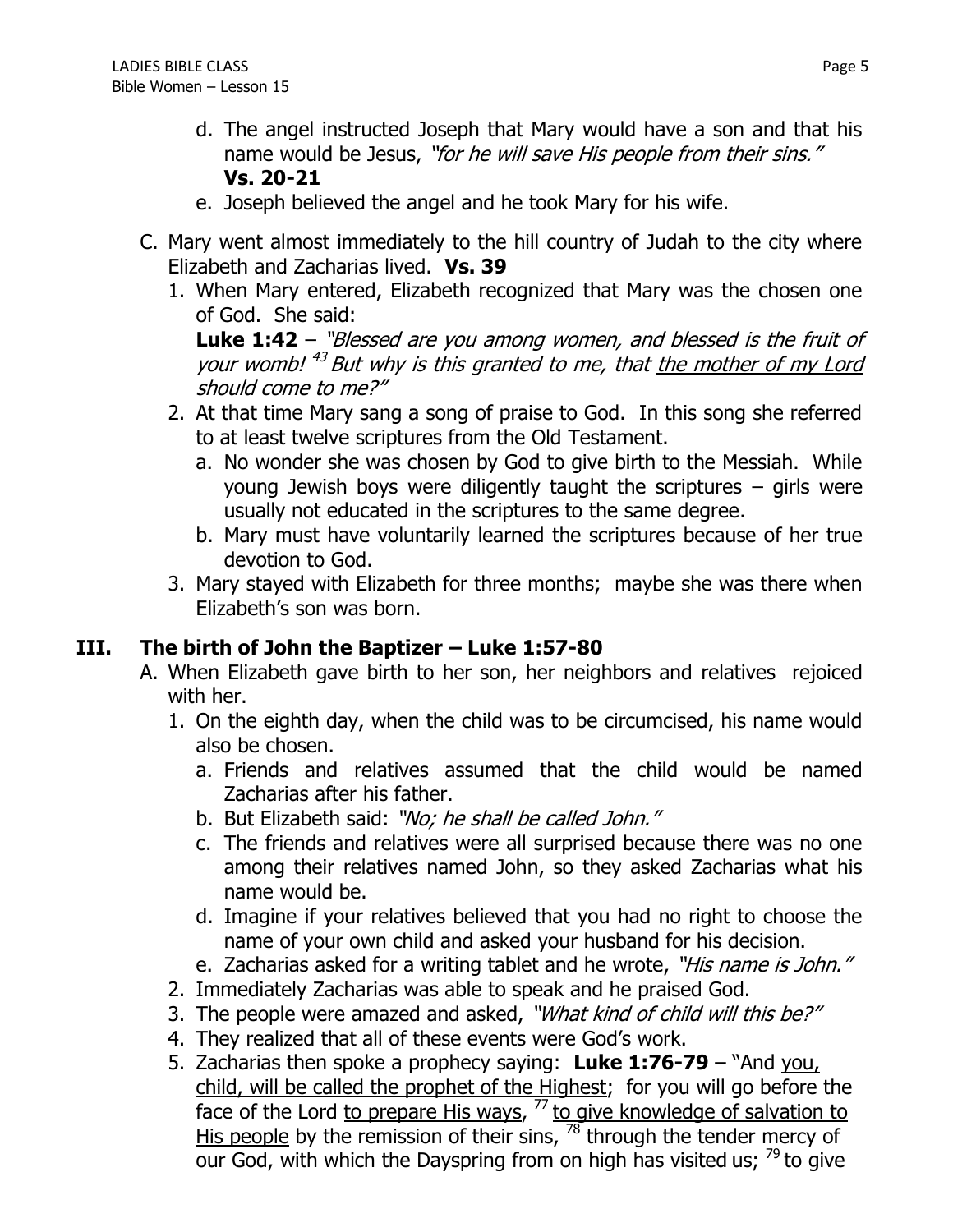d. The angel instructed Joseph that Mary would have a son and that his name would be Jesus, *"for he will save His people from their sins."* **Vs. 20-21**

e. Joseph believed the angel and he took Mary for his wife.

C. Mary went almost immediately to the hill country of Judah to the city where Elizabeth and Zacharias lived. **Vs. 39**

1. When Mary entered, Elizabeth recognized that Mary was the chosen one of God. She said:
   **Luke 1:42** – *"Blessed are you among women, and blessed is the fruit of your womb! [43] But why is this granted to me, that <u>the mother of my Lord</u> should come to me?"*
2. At that time Mary sang a song of praise to God. In this song she referred to at least twelve scriptures from the Old Testament.
   a. No wonder she was chosen by God to give birth to the Messiah. While young Jewish boys were diligently taught the scriptures – girls were usually not educated in the scriptures to the same degree.
   b. Mary must have voluntarily learned the scriptures because of her true devotion to God.
3. Mary stayed with Elizabeth for three months; maybe she was there when Elizabeth's son was born.

## III. The birth of John the Baptizer – Luke 1:57-80

A. When Elizabeth gave birth to her son, her neighbors and relatives rejoiced with her.

1. On the eighth day, when the child was to be circumcised, his name would also be chosen.
   a. Friends and relatives assumed that the child would be named Zacharias after his father.
   b. But Elizabeth said: *"No; he shall be called John."*
   c. The friends and relatives were all surprised because there was no one among their relatives named John, so they asked Zacharias what his name would be.
   d. Imagine if your relatives believed that you had no right to choose the name of your own child and asked your husband for his decision.
   e. Zacharias asked for a writing tablet and he wrote, *"His name is John."*
2. Immediately Zacharias was able to speak and he praised God.
3. The people were amazed and asked, *"What kind of child will this be?"*
4. They realized that all of these events were God's work.
5. Zacharias then spoke a prophecy saying: **Luke 1:76-79** – "And <u>you, child, will be called the prophet of the Highest</u>; for you will go before the face of the Lord <u>to prepare His ways</u>, [77] <u>to give knowledge of salvation to His people</u> by the remission of their sins, [78] through the tender mercy of our God, with which the Dayspring from on high has visited us; [79] <u>to give</u>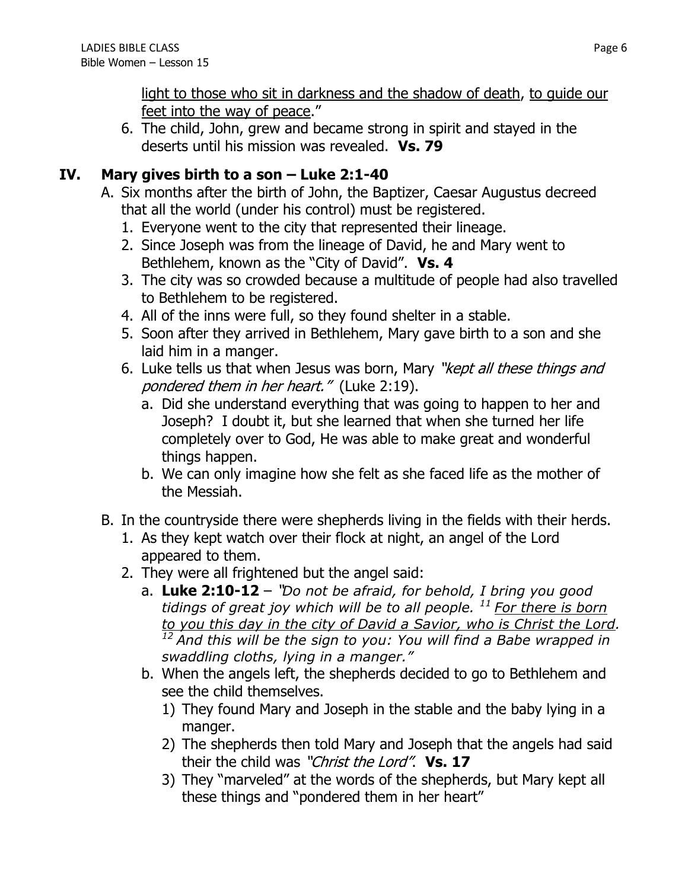light to those who sit in darkness and the shadow of death, to guide our feet into the way of peace."

6. The child, John, grew and became strong in spirit and stayed in the deserts until his mission was revealed. **Vs. 79**

## IV. Mary gives birth to a son – Luke 2:1-40

A. Six months after the birth of John, the Baptizer, Caesar Augustus decreed that all the world (under his control) must be registered.
   1. Everyone went to the city that represented their lineage.
   2. Since Joseph was from the lineage of David, he and Mary went to Bethlehem, known as the "City of David". **Vs. 4**
   3. The city was so crowded because a multitude of people had also travelled to Bethlehem to be registered.
   4. All of the inns were full, so they found shelter in a stable.
   5. Soon after they arrived in Bethlehem, Mary gave birth to a son and she laid him in a manger.
   6. Luke tells us that when Jesus was born, Mary *"kept all these things and pondered them in her heart."* (Luke 2:19).
      a. Did she understand everything that was going to happen to her and Joseph? I doubt it, but she learned that when she turned her life completely over to God, He was able to make great and wonderful things happen.
      b. We can only imagine how she felt as she faced life as the mother of the Messiah.

B. In the countryside there were shepherds living in the fields with their herds.
   1. As they kept watch over their flock at night, an angel of the Lord appeared to them.
   2. They were all frightened but the angel said:
      a. **Luke 2:10-12** – *"Do not be afraid, for behold, I bring you good tidings of great joy which will be to all people.* [11] *For there is born to you this day in the city of David a Savior, who is Christ the Lord.* [12] *And this will be the sign to you: You will find a Babe wrapped in swaddling cloths, lying in a manger."*
      b. When the angels left, the shepherds decided to go to Bethlehem and see the child themselves.
         1) They found Mary and Joseph in the stable and the baby lying in a manger.
         2) The shepherds then told Mary and Joseph that the angels had said their the child was *"Christ the Lord"*. **Vs. 17**
         3) They "marveled" at the words of the shepherds, but Mary kept all these things and "pondered them in her heart"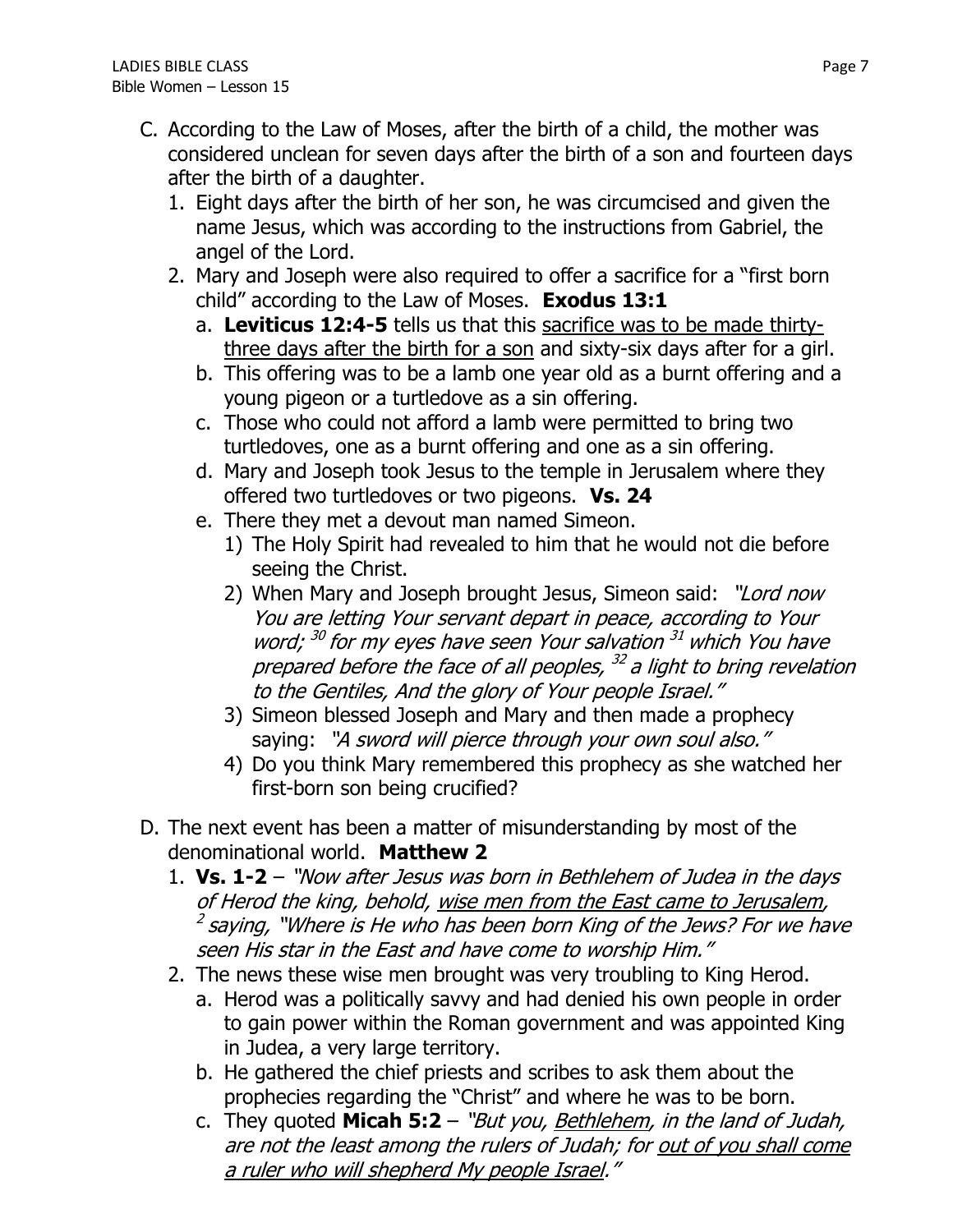C. According to the Law of Moses, after the birth of a child, the mother was considered unclean for seven days after the birth of a son and fourteen days after the birth of a daughter.
   1. Eight days after the birth of her son, he was circumcised and given the name Jesus, which was according to the instructions from Gabriel, the angel of the Lord.
   2. Mary and Joseph were also required to offer a sacrifice for a "first born child" according to the Law of Moses. **Exodus 13:1**
      a. **Leviticus 12:4-5** tells us that this <u>sacrifice was to be made thirty-three days after the birth for a son</u> and sixty-six days after for a girl.
      b. This offering was to be a lamb one year old as a burnt offering and a young pigeon or a turtledove as a sin offering.
      c. Those who could not afford a lamb were permitted to bring two turtledoves, one as a burnt offering and one as a sin offering.
      d. Mary and Joseph took Jesus to the temple in Jerusalem where they offered two turtledoves or two pigeons. **Vs. 24**
      e. There they met a devout man named Simeon.
         1) The Holy Spirit had revealed to him that he would not die before seeing the Christ.
         2) When Mary and Joseph brought Jesus, Simeon said: *"Lord now You are letting Your servant depart in peace, according to Your word; [30] for my eyes have seen Your salvation [31] which You have prepared before the face of all peoples, [32] a light to bring revelation to the Gentiles, And the glory of Your people Israel."*
         3) Simeon blessed Joseph and Mary and then made a prophecy saying: *"A sword will pierce through your own soul also."*
         4) Do you think Mary remembered this prophecy as she watched her first-born son being crucified?

D. The next event has been a matter of misunderstanding by most of the denominational world. **Matthew 2**
   1. **Vs. 1-2** – *"Now after Jesus was born in Bethlehem of Judea in the days of Herod the king, behold, <u>wise men from the East came to Jerusalem</u>, [2] saying, "Where is He who has been born King of the Jews? For we have seen His star in the East and have come to worship Him."*
   2. The news these wise men brought was very troubling to King Herod.
      a. Herod was a politically savvy and had denied his own people in order to gain power within the Roman government and was appointed King in Judea, a very large territory.
      b. He gathered the chief priests and scribes to ask them about the prophecies regarding the "Christ" and where he was to be born.
      c. They quoted **Micah 5:2** – *"But you, <u>Bethlehem</u>, in the land of Judah, are not the least among the rulers of Judah; for <u>out of you shall come a ruler who will shepherd My people Israel</u>."*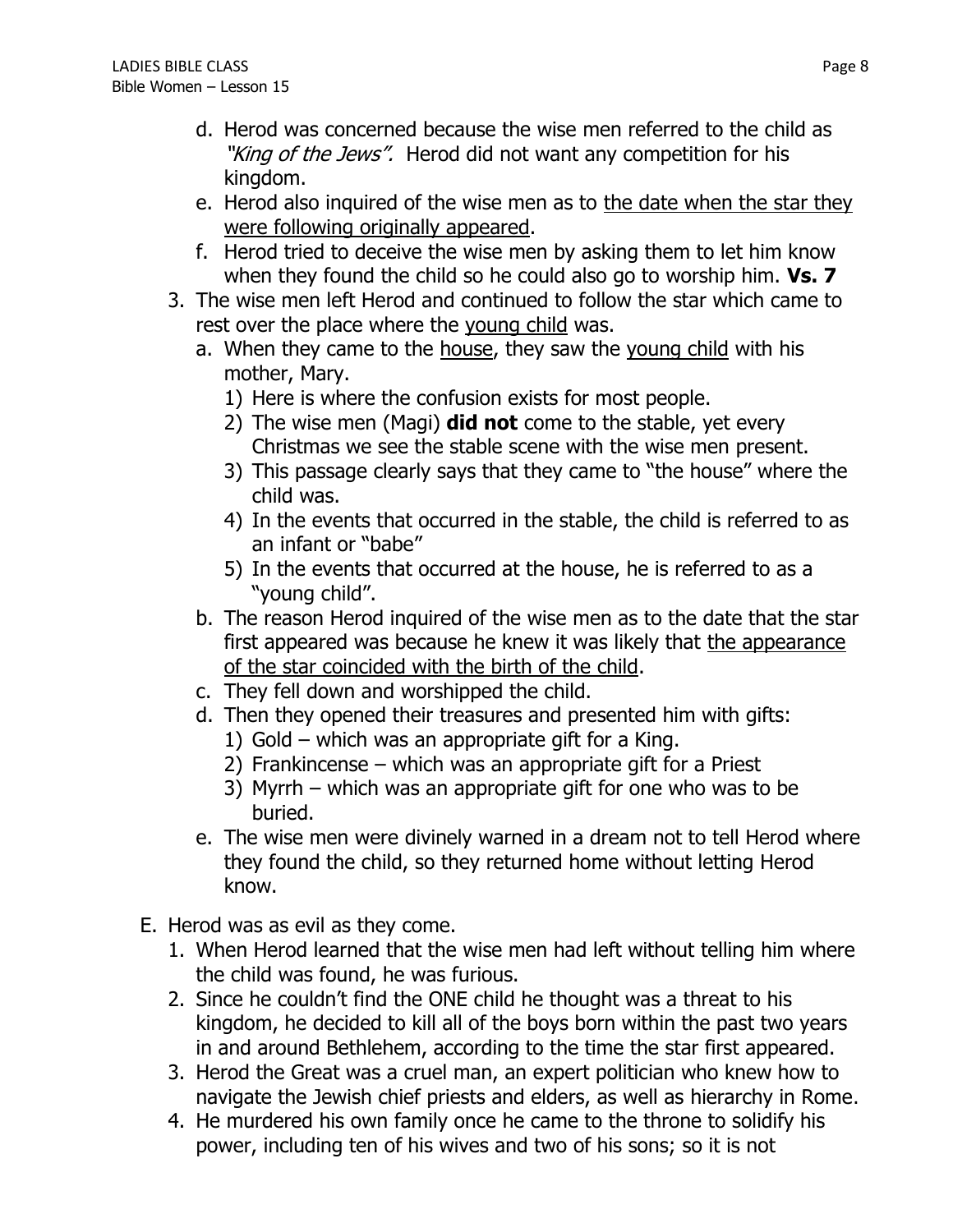d. Herod was concerned because the wise men referred to the child as *"King of the Jews".* Herod did not want any competition for his kingdom.
e. Herod also inquired of the wise men as to <u>the date when the star they were following originally appeared</u>.
f. Herod tried to deceive the wise men by asking them to let him know when they found the child so he could also go to worship him. **Vs. 7**

3. The wise men left Herod and continued to follow the star which came to rest over the place where the <u>young child</u> was.
   a. When they came to the <u>house</u>, they saw the <u>young child</u> with his mother, Mary.
      1) Here is where the confusion exists for most people.
      2) The wise men (Magi) **did not** come to the stable, yet every Christmas we see the stable scene with the wise men present.
      3) This passage clearly says that they came to "the house" where the child was.
      4) In the events that occurred in the stable, the child is referred to as an infant or "babe"
      5) In the events that occurred at the house, he is referred to as a "young child".
   b. The reason Herod inquired of the wise men as to the date that the star first appeared was because he knew it was likely that <u>the appearance of the star coincided with the birth of the child</u>.
   c. They fell down and worshipped the child.
   d. Then they opened their treasures and presented him with gifts:
      1) Gold – which was an appropriate gift for a King.
      2) Frankincense – which was an appropriate gift for a Priest
      3) Myrrh – which was an appropriate gift for one who was to be buried.
   e. The wise men were divinely warned in a dream not to tell Herod where they found the child, so they returned home without letting Herod know.

E. Herod was as evil as they come.
   1. When Herod learned that the wise men had left without telling him where the child was found, he was furious.
   2. Since he couldn't find the ONE child he thought was a threat to his kingdom, he decided to kill all of the boys born within the past two years in and around Bethlehem, according to the time the star first appeared.
   3. Herod the Great was a cruel man, an expert politician who knew how to navigate the Jewish chief priests and elders, as well as hierarchy in Rome.
   4. He murdered his own family once he came to the throne to solidify his power, including ten of his wives and two of his sons; so it is not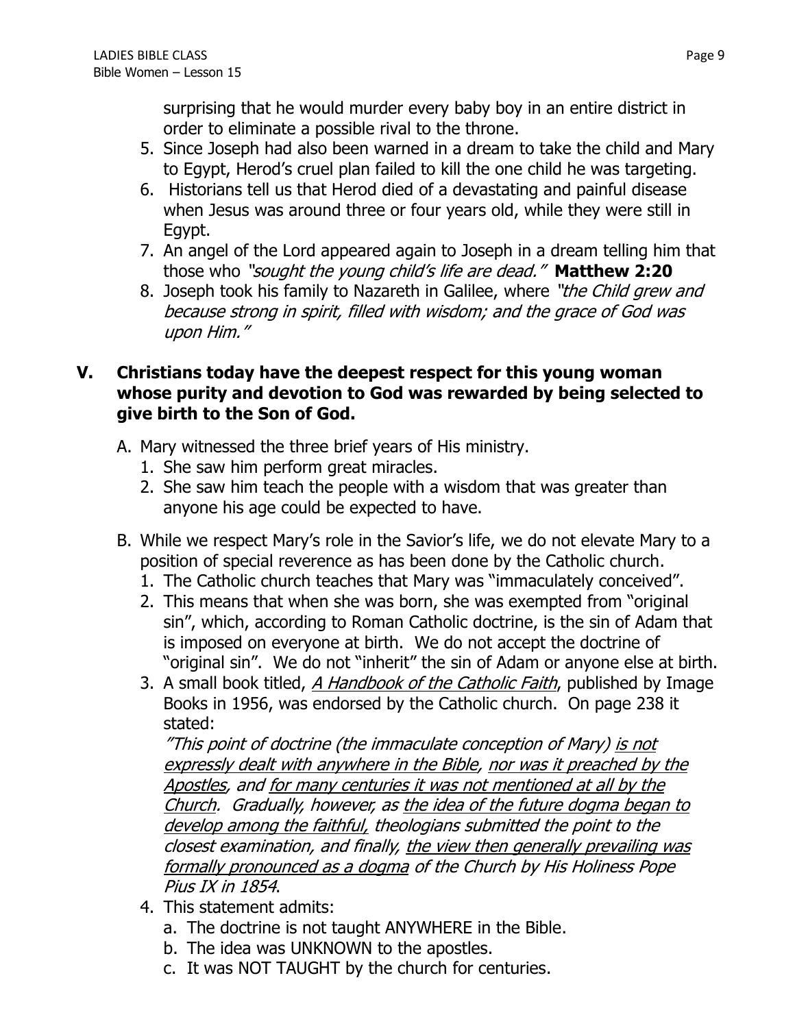surprising that he would murder every baby boy in an entire district in order to eliminate a possible rival to the throne.

5. Since Joseph had also been warned in a dream to take the child and Mary to Egypt, Herod's cruel plan failed to kill the one child he was targeting.
6. Historians tell us that Herod died of a devastating and painful disease when Jesus was around three or four years old, while they were still in Egypt.
7. An angel of the Lord appeared again to Joseph in a dream telling him that those who *"sought the young child's life are dead."* **Matthew 2:20**
8. Joseph took his family to Nazareth in Galilee, where *"the Child grew and because strong in spirit, filled with wisdom; and the grace of God was upon Him."*

## V. Christians today have the deepest respect for this young woman whose purity and devotion to God was rewarded by being selected to give birth to the Son of God.

A. Mary witnessed the three brief years of His ministry.
   1. She saw him perform great miracles.
   2. She saw him teach the people with a wisdom that was greater than anyone his age could be expected to have.

B. While we respect Mary's role in the Savior's life, we do not elevate Mary to a position of special reverence as has been done by the Catholic church.
   1. The Catholic church teaches that Mary was "immaculately conceived".
   2. This means that when she was born, she was exempted from "original sin", which, according to Roman Catholic doctrine, is the sin of Adam that is imposed on everyone at birth. We do not accept the doctrine of "original sin". We do not "inherit" the sin of Adam or anyone else at birth.
   3. A small book titled, <u>*A Handbook of the Catholic Faith*</u>, published by Image Books in 1956, was endorsed by the Catholic church. On page 238 it stated:
      *"This point of doctrine (the immaculate conception of Mary) <u>is not expressly dealt with anywhere in the Bible</u>, <u>nor was it preached by the Apostles</u>, and <u>for many centuries it was not mentioned at all by the Church</u>. Gradually, however, as <u>the idea of the future dogma began to develop among the faithful,</u> theologians submitted the point to the closest examination, and finally, <u>the view then generally prevailing was formally pronounced as a dogma</u> of the Church by His Holiness Pope Pius IX in 1854*.
   4. This statement admits:
      a. The doctrine is not taught ANYWHERE in the Bible.
      b. The idea was UNKNOWN to the apostles.
      c. It was NOT TAUGHT by the church for centuries.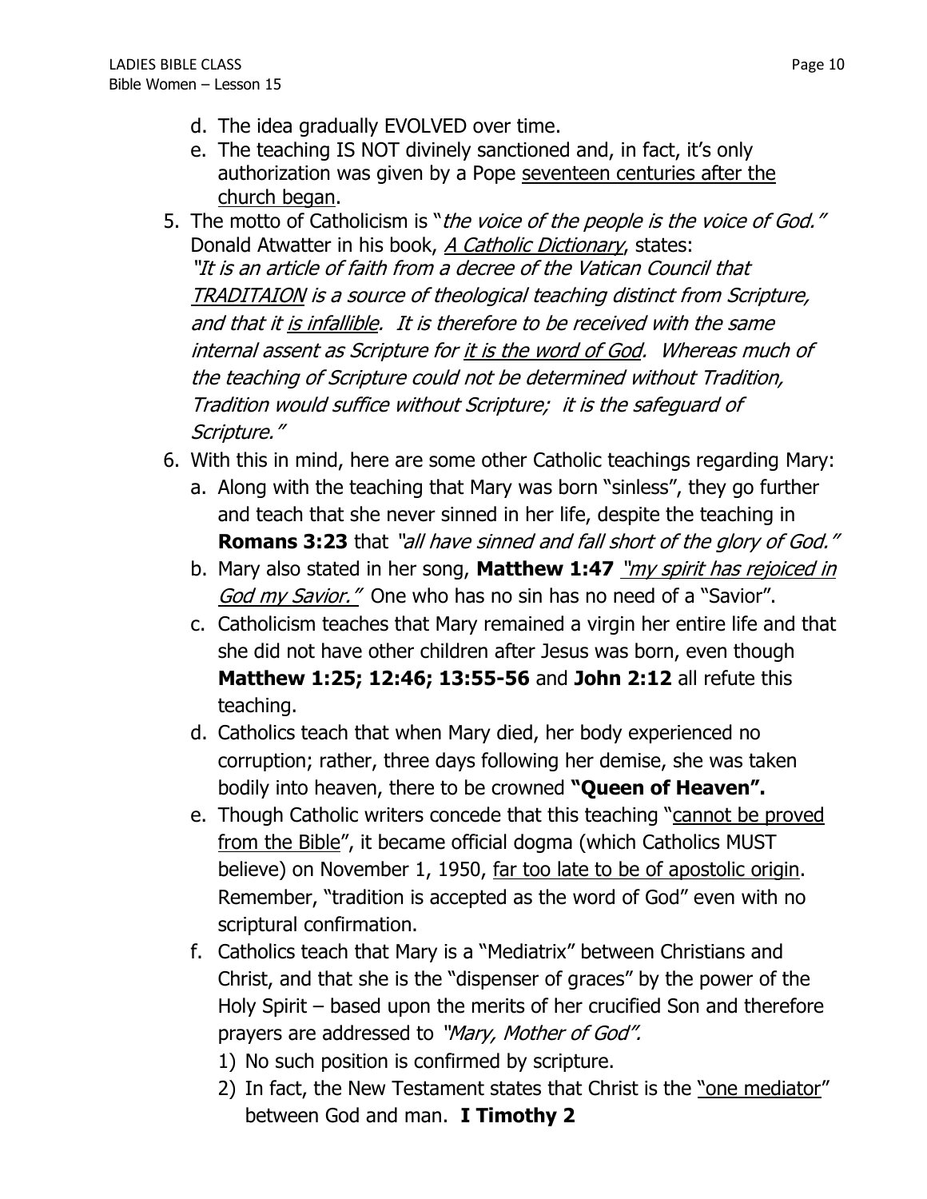d. The idea gradually EVOLVED over time.
   e. The teaching IS NOT divinely sanctioned and, in fact, it's only authorization was given by a Pope <u>seventeen centuries after the church began</u>.

5. The motto of Catholicism is "*the voice of the people is the voice of God.*" Donald Atwatter in his book, <u>*A Catholic Dictionary*</u>, states:
   *"It is an article of faith from a decree of the Vatican Council that <u>TRADITAION</u> is a source of theological teaching distinct from Scripture, and that it <u>is infallible</u>. It is therefore to be received with the same internal assent as Scripture for <u>it is the word of God</u>. Whereas much of the teaching of Scripture could not be determined without Tradition, Tradition would suffice without Scripture; it is the safeguard of Scripture."*

6. With this in mind, here are some other Catholic teachings regarding Mary:
   a. Along with the teaching that Mary was born "sinless", they go further and teach that she never sinned in her life, despite the teaching in **Romans 3:23** that *"all have sinned and fall short of the glory of God."*
   b. Mary also stated in her song, **Matthew 1:47** <u>*"my spirit has rejoiced in God my Savior."*</u> One who has no sin has no need of a "Savior".
   c. Catholicism teaches that Mary remained a virgin her entire life and that she did not have other children after Jesus was born, even though **Matthew 1:25; 12:46; 13:55-56** and **John 2:12** all refute this teaching.
   d. Catholics teach that when Mary died, her body experienced no corruption; rather, three days following her demise, she was taken bodily into heaven, there to be crowned **"Queen of Heaven".**
   e. Though Catholic writers concede that this teaching "<u>cannot be proved from the Bible</u>", it became official dogma (which Catholics MUST believe) on November 1, 1950, <u>far too late to be of apostolic origin</u>. Remember, "tradition is accepted as the word of God" even with no scriptural confirmation.
   f. Catholics teach that Mary is a "Mediatrix" between Christians and Christ, and that she is the "dispenser of graces" by the power of the Holy Spirit – based upon the merits of her crucified Son and therefore prayers are addressed to *"Mary, Mother of God".*
      1) No such position is confirmed by scripture.
      2) In fact, the New Testament states that Christ is the <u>"one mediator"</u> between God and man. **I Timothy 2**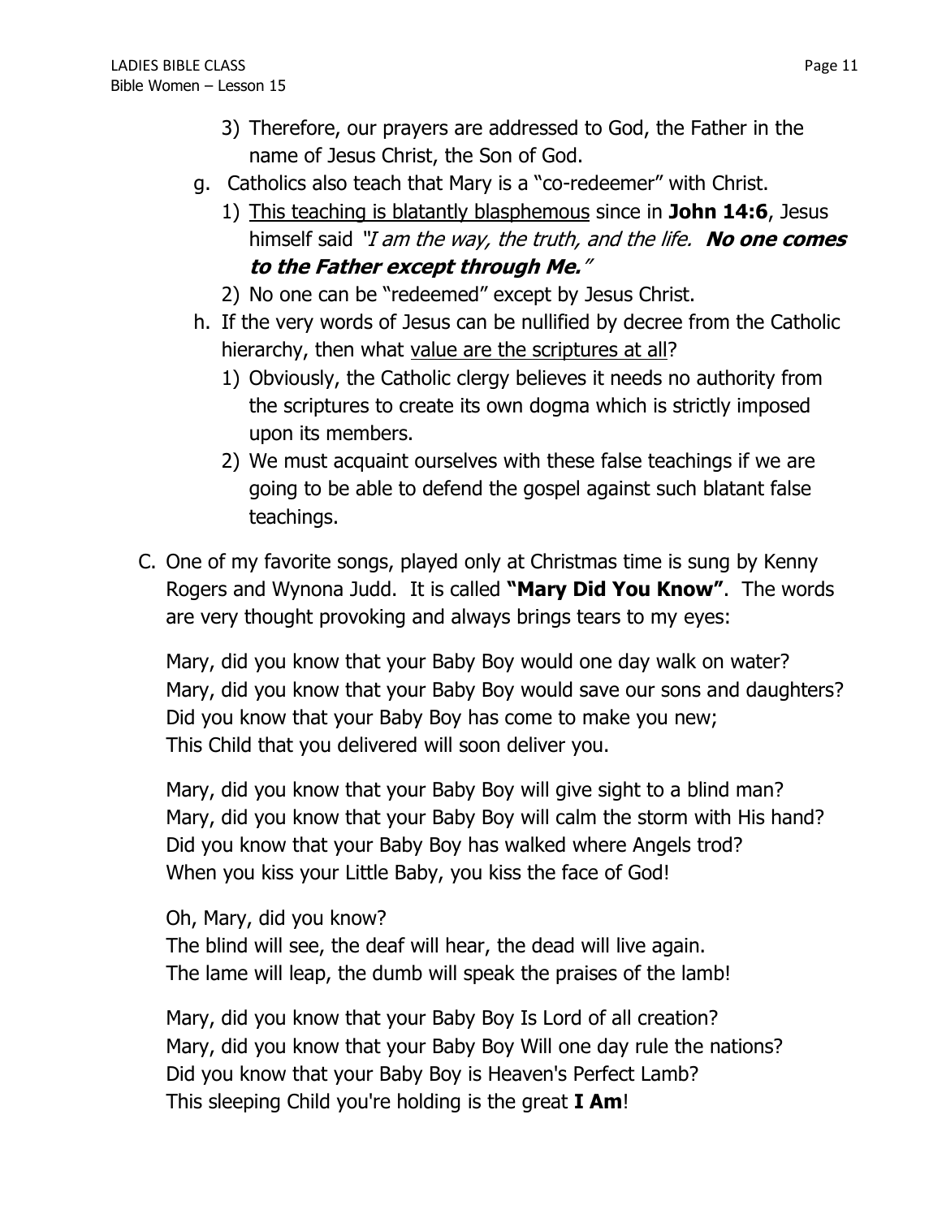3) Therefore, our prayers are addressed to God, the Father in the name of Jesus Christ, the Son of God.

g. Catholics also teach that Mary is a "co-redeemer" with Christ.

1) <u>This teaching is blatantly blasphemous</u> since in **John 14:6**, Jesus himself said *"I am the way, the truth, and the life.* ***No one comes to the Father except through Me."***

2) No one can be "redeemed" except by Jesus Christ.

h. If the very words of Jesus can be nullified by decree from the Catholic hierarchy, then what <u>value are the scriptures at all</u>?

1) Obviously, the Catholic clergy believes it needs no authority from the scriptures to create its own dogma which is strictly imposed upon its members.

2) We must acquaint ourselves with these false teachings if we are going to be able to defend the gospel against such blatant false teachings.

C. One of my favorite songs, played only at Christmas time is sung by Kenny Rogers and Wynona Judd. It is called **"Mary Did You Know"**. The words are very thought provoking and always brings tears to my eyes:

Mary, did you know that your Baby Boy would one day walk on water?
Mary, did you know that your Baby Boy would save our sons and daughters?
Did you know that your Baby Boy has come to make you new;
This Child that you delivered will soon deliver you.

Mary, did you know that your Baby Boy will give sight to a blind man?
Mary, did you know that your Baby Boy will calm the storm with His hand?
Did you know that your Baby Boy has walked where Angels trod?
When you kiss your Little Baby, you kiss the face of God!

Oh, Mary, did you know?
The blind will see, the deaf will hear, the dead will live again.
The lame will leap, the dumb will speak the praises of the lamb!

Mary, did you know that your Baby Boy Is Lord of all creation?
Mary, did you know that your Baby Boy Will one day rule the nations?
Did you know that your Baby Boy is Heaven's Perfect Lamb?
This sleeping Child you're holding is the great **I Am**!